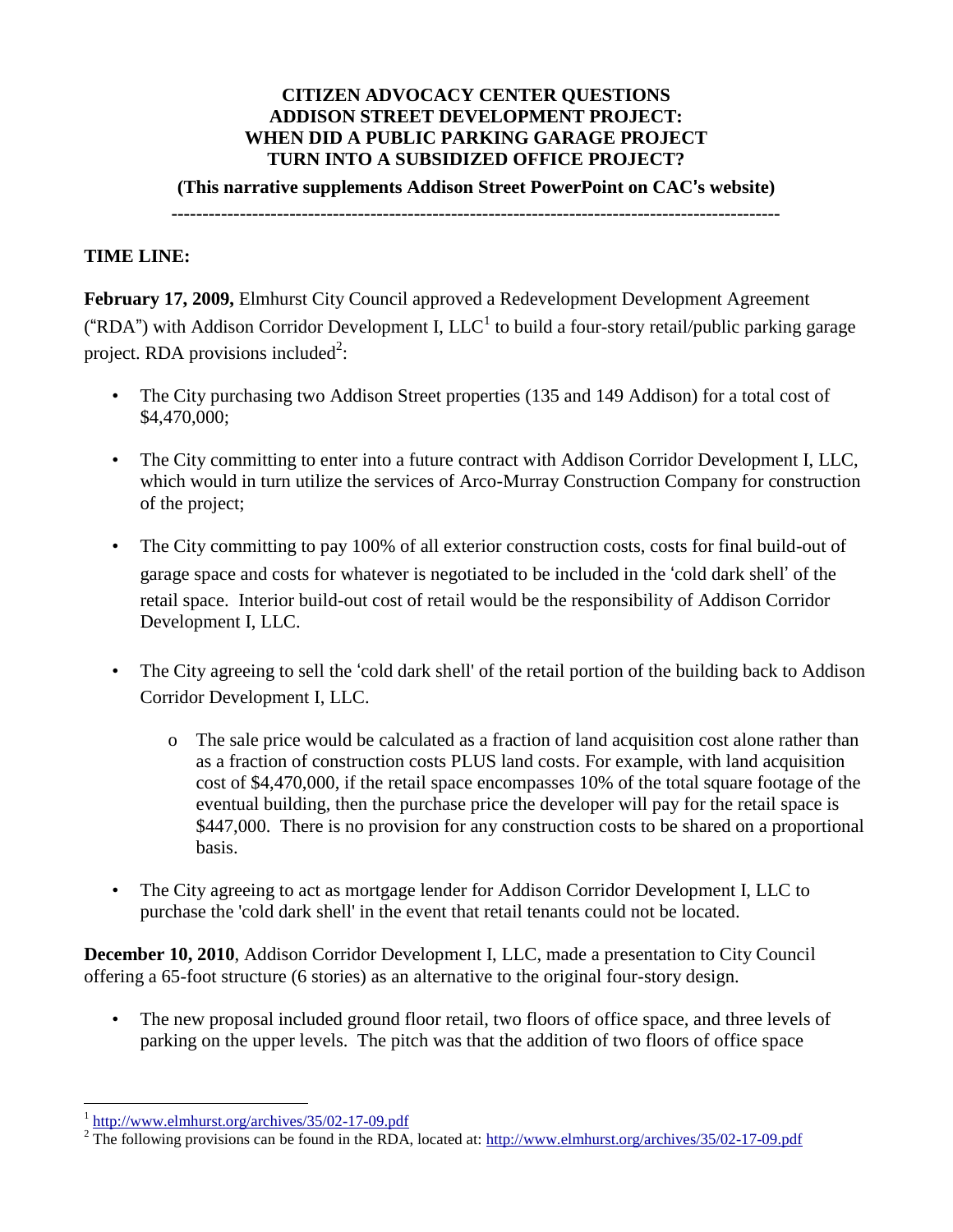**CITIZEN ADVOCACY CENTER QUESTIONS**
**ADDISON STREET DEVELOPMENT PROJECT:**
**WHEN DID A PUBLIC PARKING GARAGE PROJECT TURN INTO A SUBSIDIZED OFFICE PROJECT?**

**(This narrative supplements Addison Street PowerPoint on CAC's website)**

---

**TIME LINE:**

**February 17, 2009,** Elmhurst City Council approved a Redevelopment Development Agreement ("RDA") with Addison Corridor Development I, LLC[1] to build a four-story retail/public parking garage project. RDA provisions included[2]:

- The City purchasing two Addison Street properties (135 and 149 Addison) for a total cost of $4,470,000;
- The City committing to enter into a future contract with Addison Corridor Development I, LLC, which would in turn utilize the services of Arco-Murray Construction Company for construction of the project;
- The City committing to pay 100% of all exterior construction costs, costs for final build-out of garage space and costs for whatever is negotiated to be included in the 'cold dark shell' of the retail space. Interior build-out cost of retail would be the responsibility of Addison Corridor Development I, LLC.
- The City agreeing to sell the 'cold dark shell' of the retail portion of the building back to Addison Corridor Development I, LLC.
  - The sale price would be calculated as a fraction of land acquisition cost alone rather than as a fraction of construction costs PLUS land costs. For example, with land acquisition cost of $4,470,000, if the retail space encompasses 10% of the total square footage of the eventual building, then the purchase price the developer will pay for the retail space is $447,000. There is no provision for any construction costs to be shared on a proportional basis.
- The City agreeing to act as mortgage lender for Addison Corridor Development I, LLC to purchase the 'cold dark shell' in the event that retail tenants could not be located.

**December 10, 2010**, Addison Corridor Development I, LLC, made a presentation to City Council offering a 65-foot structure (6 stories) as an alternative to the original four-story design.

- The new proposal included ground floor retail, two floors of office space, and three levels of parking on the upper levels. The pitch was that the addition of two floors of office space

---

[1] http://www.elmhurst.org/archives/35/02-17-09.pdf

[2] The following provisions can be found in the RDA, located at: http://www.elmhurst.org/archives/35/02-17-09.pdf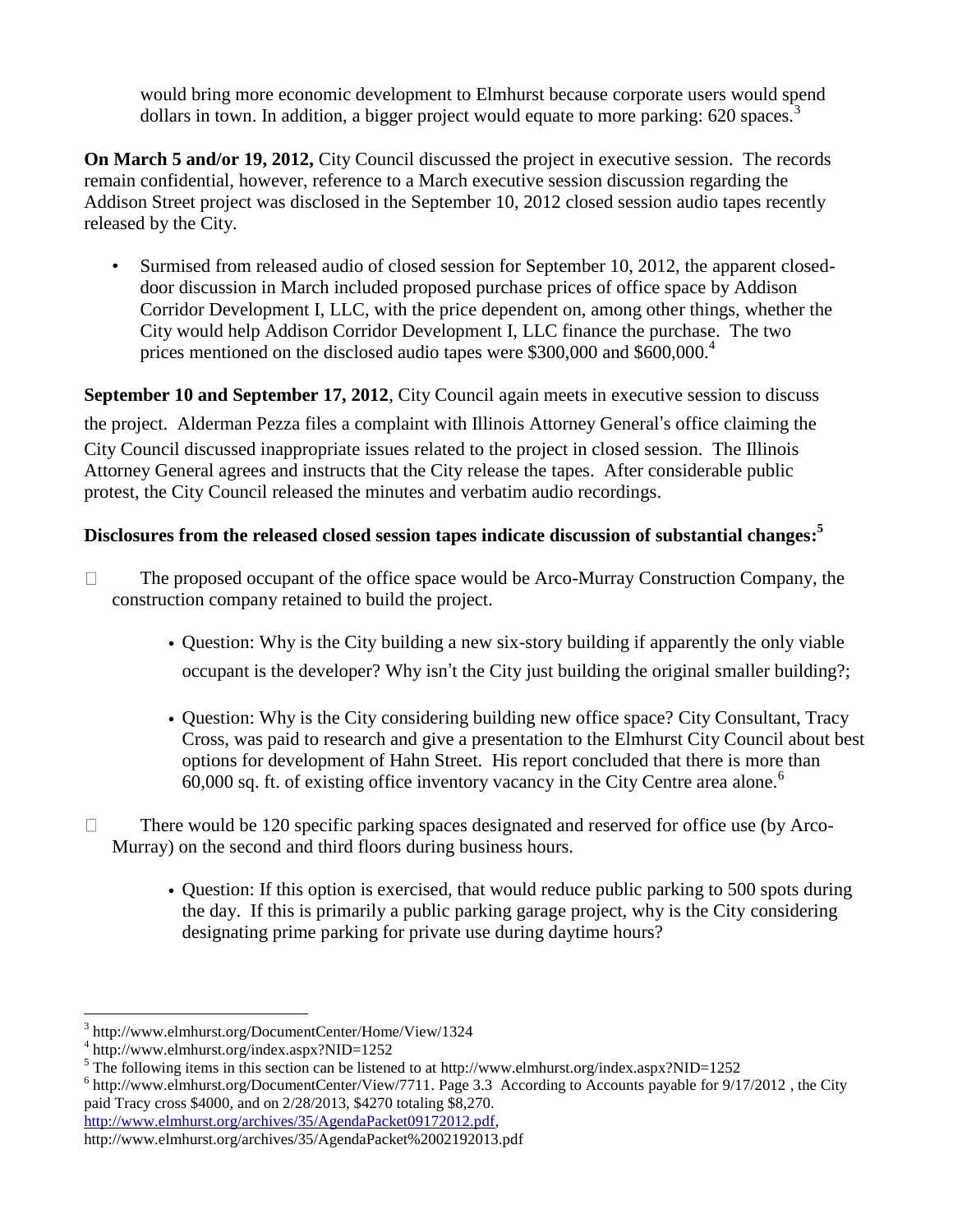would bring more economic development to Elmhurst because corporate users would spend dollars in town. In addition, a bigger project would equate to more parking: 620 spaces.[3]

**On March 5 and/or 19, 2012,** City Council discussed the project in executive session. The records remain confidential, however, reference to a March executive session discussion regarding the Addison Street project was disclosed in the September 10, 2012 closed session audio tapes recently released by the City.

- Surmised from released audio of closed session for September 10, 2012, the apparent closed-door discussion in March included proposed purchase prices of office space by Addison Corridor Development I, LLC, with the price dependent on, among other things, whether the City would help Addison Corridor Development I, LLC finance the purchase. The two prices mentioned on the disclosed audio tapes were $300,000 and $600,000.[4]

**September 10 and September 17, 2012**, City Council again meets in executive session to discuss the project. Alderman Pezza files a complaint with Illinois Attorney General's office claiming the City Council discussed inappropriate issues related to the project in closed session. The Illinois Attorney General agrees and instructs that the City release the tapes. After considerable public protest, the City Council released the minutes and verbatim audio recordings.

**Disclosures from the released closed session tapes indicate discussion of substantial changes:[5]**

- The proposed occupant of the office space would be Arco-Murray Construction Company, the construction company retained to build the project.
    - Question: Why is the City building a new six-story building if apparently the only viable occupant is the developer? Why isn't the City just building the original smaller building?;
    - Question: Why is the City considering building new office space? City Consultant, Tracy Cross, was paid to research and give a presentation to the Elmhurst City Council about best options for development of Hahn Street. His report concluded that there is more than 60,000 sq. ft. of existing office inventory vacancy in the City Centre area alone.[6]
- There would be 120 specific parking spaces designated and reserved for office use (by Arco-Murray) on the second and third floors during business hours.
    - Question: If this option is exercised, that would reduce public parking to 500 spots during the day. If this is primarily a public parking garage project, why is the City considering designating prime parking for private use during daytime hours?

---

[3] http://www.elmhurst.org/DocumentCenter/Home/View/1324

[4] http://www.elmhurst.org/index.aspx?NID=1252

[5] The following items in this section can be listened to at http://www.elmhurst.org/index.aspx?NID=1252

[6] http://www.elmhurst.org/DocumentCenter/View/7711. Page 3.3 According to Accounts payable for 9/17/2012 , the City paid Tracy cross $4000, and on 2/28/2013, $4270 totaling $8,270.
http://www.elmhurst.org/archives/35/AgendaPacket09172012.pdf,
http://www.elmhurst.org/archives/35/AgendaPacket%2002192013.pdf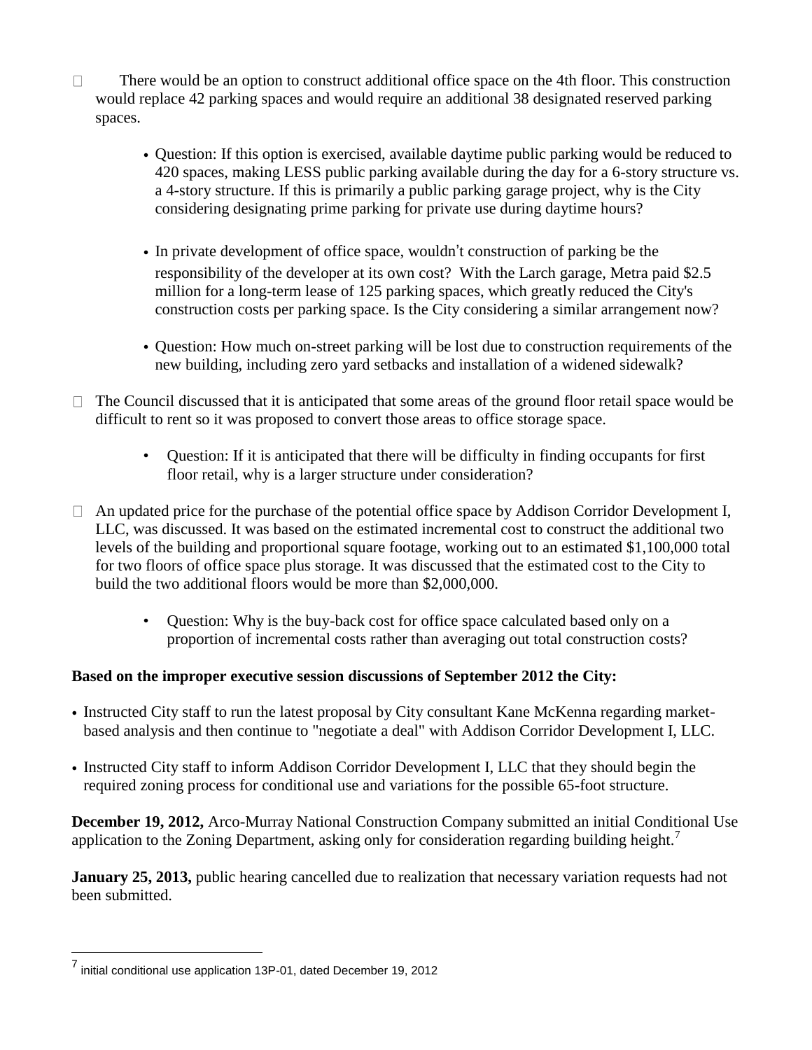- There would be an option to construct additional office space on the 4th floor. This construction would replace 42 parking spaces and would require an additional 38 designated reserved parking spaces.

  - Question: If this option is exercised, available daytime public parking would be reduced to 420 spaces, making LESS public parking available during the day for a 6-story structure vs. a 4-story structure. If this is primarily a public parking garage project, why is the City considering designating prime parking for private use during daytime hours?

  - In private development of office space, wouldn't construction of parking be the responsibility of the developer at its own cost? With the Larch garage, Metra paid $2.5 million for a long-term lease of 125 parking spaces, which greatly reduced the City's construction costs per parking space. Is the City considering a similar arrangement now?

  - Question: How much on-street parking will be lost due to construction requirements of the new building, including zero yard setbacks and installation of a widened sidewalk?

- The Council discussed that it is anticipated that some areas of the ground floor retail space would be difficult to rent so it was proposed to convert those areas to office storage space.

  - Question: If it is anticipated that there will be difficulty in finding occupants for first floor retail, why is a larger structure under consideration?

- An updated price for the purchase of the potential office space by Addison Corridor Development I, LLC, was discussed. It was based on the estimated incremental cost to construct the additional two levels of the building and proportional square footage, working out to an estimated $1,100,000 total for two floors of office space plus storage. It was discussed that the estimated cost to the City to build the two additional floors would be more than $2,000,000.

  - Question: Why is the buy-back cost for office space calculated based only on a proportion of incremental costs rather than averaging out total construction costs?

**Based on the improper executive session discussions of September 2012 the City:**

- Instructed City staff to run the latest proposal by City consultant Kane McKenna regarding market-based analysis and then continue to "negotiate a deal" with Addison Corridor Development I, LLC.
- Instructed City staff to inform Addison Corridor Development I, LLC that they should begin the required zoning process for conditional use and variations for the possible 65-foot structure.

**December 19, 2012,** Arco-Murray National Construction Company submitted an initial Conditional Use application to the Zoning Department, asking only for consideration regarding building height.[7]

**January 25, 2013,** public hearing cancelled due to realization that necessary variation requests had not been submitted.

[7] initial conditional use application 13P-01, dated December 19, 2012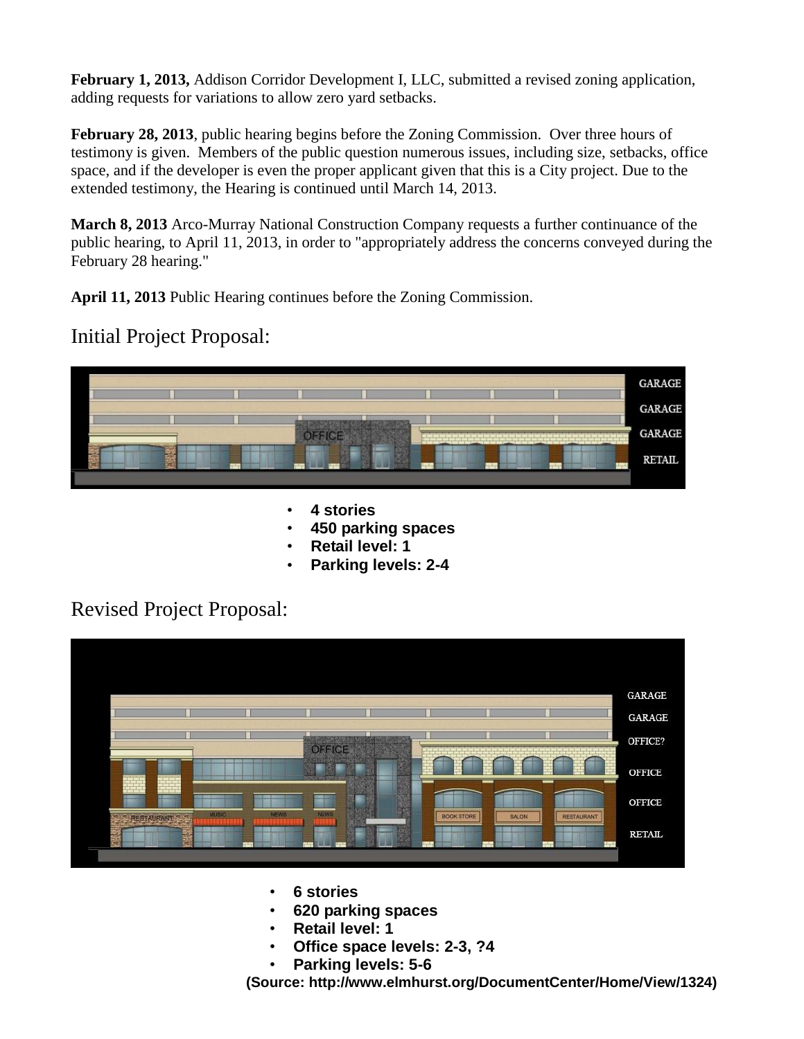**February 1, 2013,** Addison Corridor Development I, LLC, submitted a revised zoning application, adding requests for variations to allow zero yard setbacks.

**February 28, 2013**, public hearing begins before the Zoning Commission. Over three hours of testimony is given. Members of the public question numerous issues, including size, setbacks, office space, and if the developer is even the proper applicant given that this is a City project. Due to the extended testimony, the Hearing is continued until March 14, 2013.

**March 8, 2013** Arco-Murray National Construction Company requests a further continuance of the public hearing, to April 11, 2013, in order to "appropriately address the concerns conveyed during the February 28 hearing."

**April 11, 2013** Public Hearing continues before the Zoning Commission.

## Initial Project Proposal:

- **4 stories**
- **450 parking spaces**
- **Retail level: 1**
- **Parking levels: 2-4**

## Revised Project Proposal:

- **6 stories**
- **620 parking spaces**
- **Retail level: 1**
- **Office space levels: 2-3, ?4**
- **Parking levels: 5-6**

**(Source: http://www.elmhurst.org/DocumentCenter/Home/View/1324)**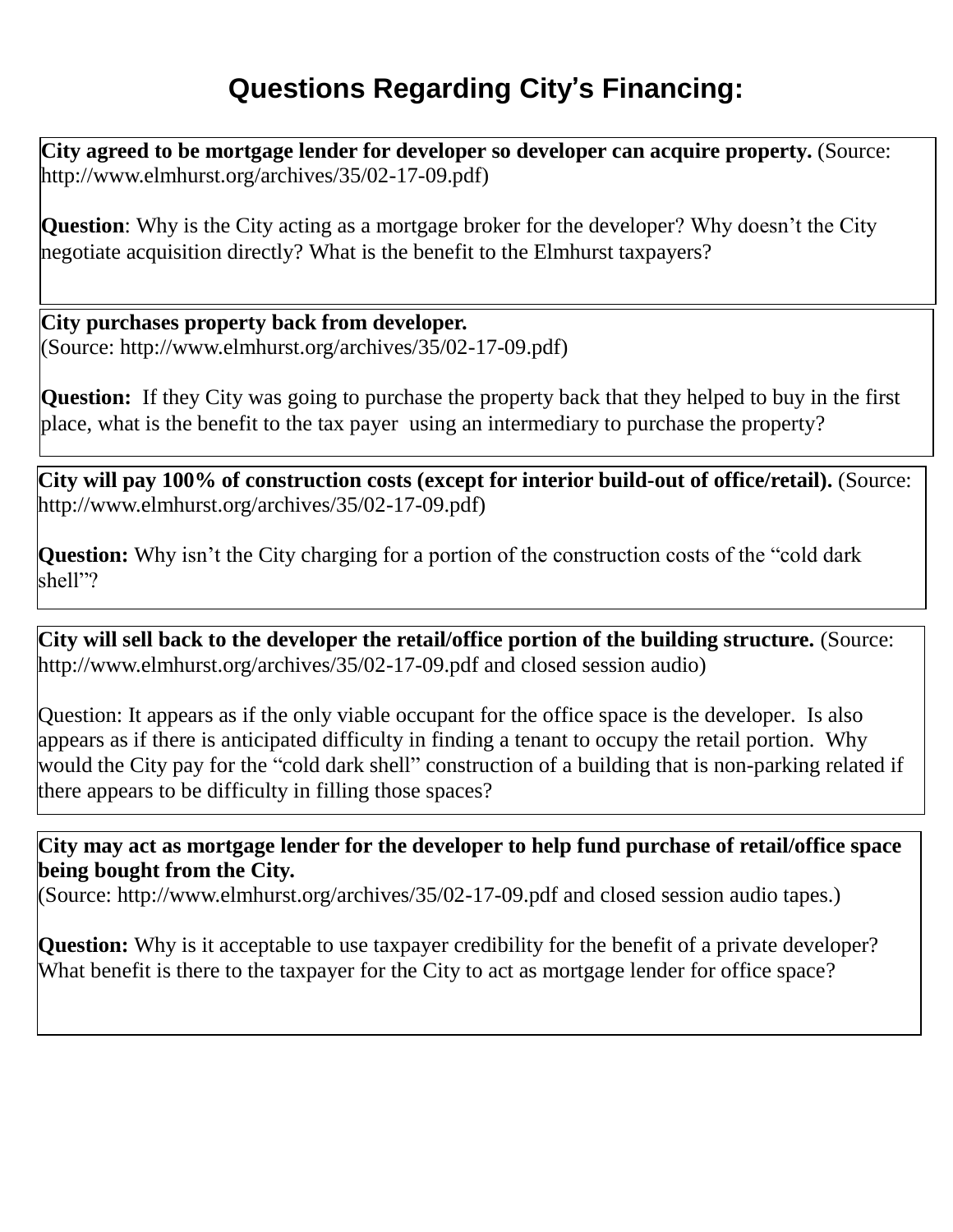# Questions Regarding City's Financing:

**City agreed to be mortgage lender for developer so developer can acquire property.** (Source: http://www.elmhurst.org/archives/35/02-17-09.pdf)

**Question**: Why is the City acting as a mortgage broker for the developer? Why doesn't the City negotiate acquisition directly? What is the benefit to the Elmhurst taxpayers?

---

**City purchases property back from developer.**
(Source: http://www.elmhurst.org/archives/35/02-17-09.pdf)

**Question:** If they City was going to purchase the property back that they helped to buy in the first place, what is the benefit to the tax payer using an intermediary to purchase the property?

---

**City will pay 100% of construction costs (except for interior build-out of office/retail).** (Source: http://www.elmhurst.org/archives/35/02-17-09.pdf)

**Question:** Why isn't the City charging for a portion of the construction costs of the "cold dark shell"?

---

**City will sell back to the developer the retail/office portion of the building structure.** (Source: http://www.elmhurst.org/archives/35/02-17-09.pdf and closed session audio)

Question: It appears as if the only viable occupant for the office space is the developer. Is also appears as if there is anticipated difficulty in finding a tenant to occupy the retail portion. Why would the City pay for the "cold dark shell" construction of a building that is non-parking related if there appears to be difficulty in filling those spaces?

---

**City may act as mortgage lender for the developer to help fund purchase of retail/office space being bought from the City.**
(Source: http://www.elmhurst.org/archives/35/02-17-09.pdf and closed session audio tapes.)

**Question:** Why is it acceptable to use taxpayer credibility for the benefit of a private developer? What benefit is there to the taxpayer for the City to act as mortgage lender for office space?